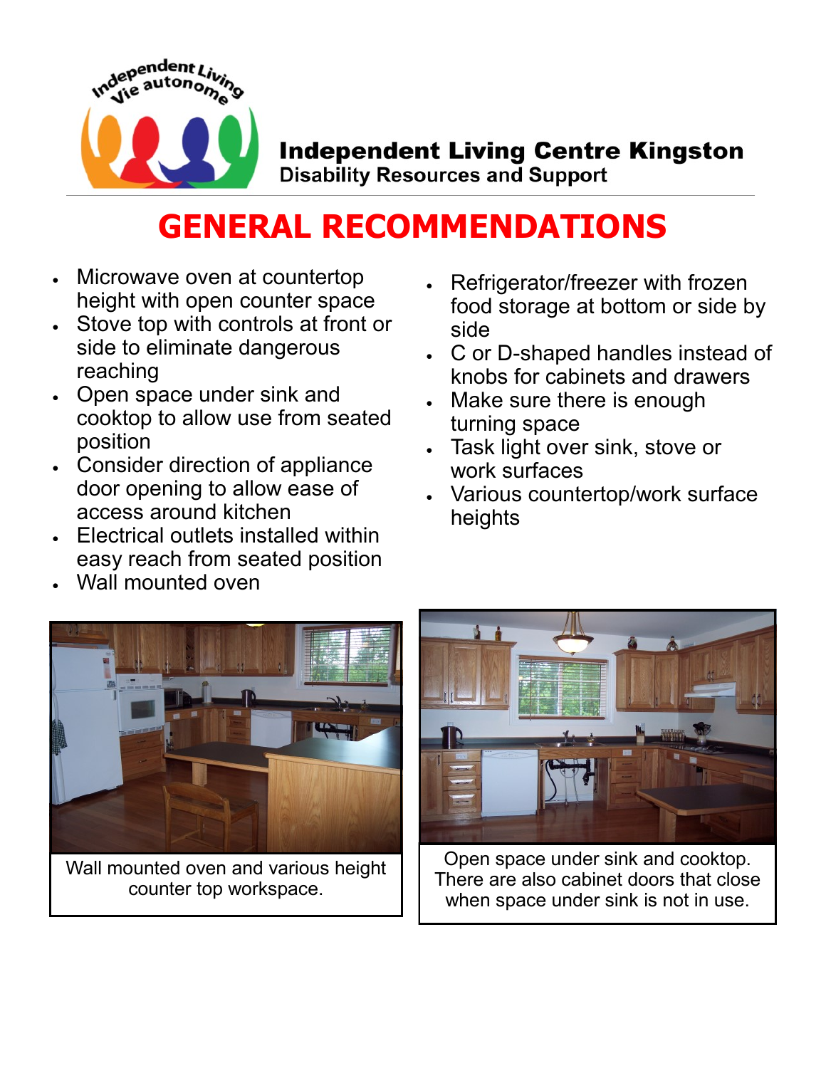Independent Living Vie autonome

**Independent Living Centre Kingston**
**Disability Resources and Support**

# GENERAL RECOMMENDATIONS

- Microwave oven at countertop height with open counter space
- Stove top with controls at front or side to eliminate dangerous reaching
- Open space under sink and cooktop to allow use from seated position
- Consider direction of appliance door opening to allow ease of access around kitchen
- Electrical outlets installed within easy reach from seated position
- Wall mounted oven
- Refrigerator/freezer with frozen food storage at bottom or side by side
- C or D-shaped handles instead of knobs for cabinets and drawers
- Make sure there is enough turning space
- Task light over sink, stove or work surfaces
- Various countertop/work surface heights

Wall mounted oven and various height counter top workspace.

Open space under sink and cooktop. There are also cabinet doors that close when space under sink is not in use.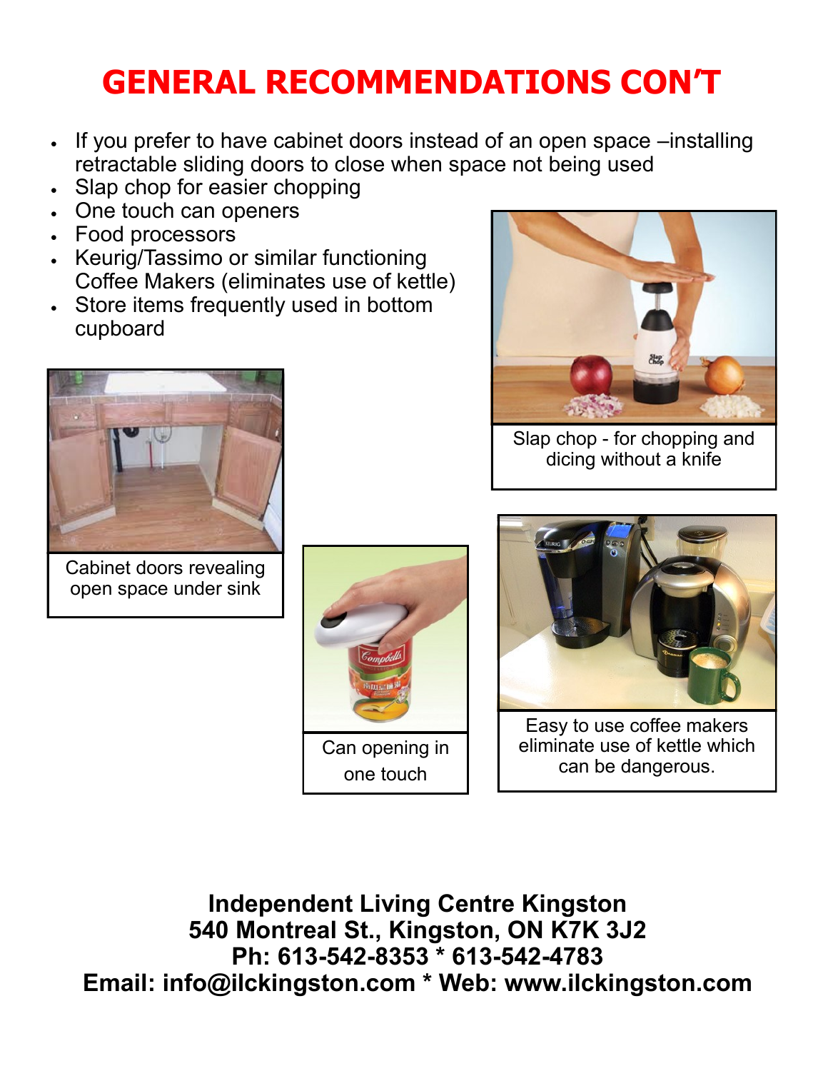# GENERAL RECOMMENDATIONS CON'T

- If you prefer to have cabinet doors instead of an open space –installing retractable sliding doors to close when space not being used
- Slap chop for easier chopping
- One touch can openers
- Food processors
- Keurig/Tassimo or similar functioning Coffee Makers (eliminates use of kettle)
- Store items frequently used in bottom cupboard

Slap chop - for chopping and dicing without a knife

Cabinet doors revealing open space under sink

Can opening in one touch

Easy to use coffee makers eliminate use of kettle which can be dangerous.

**Independent Living Centre Kingston**
**540 Montreal St., Kingston, ON K7K 3J2**
**Ph: 613-542-8353 * 613-542-4783**
**Email: info@ilckingston.com * Web: www.ilckingston.com**